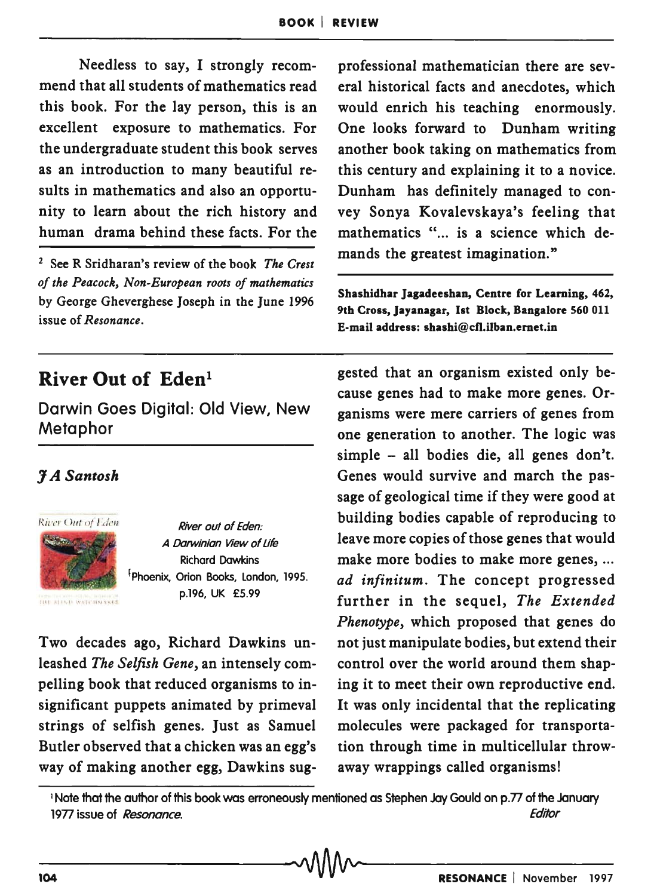Needless to say, I strongly recommend that all students of mathematics read this book. For the lay person, this is an excellent exposure to mathematics. For the undergraduate student this book serves as an introduction to many beautiful results in mathematics and also an opportunity to learn about the rich history and human drama behind these facts. For the professional mathematician there are several historical facts and anecdotes, which would enrich his teaching enormously. One looks forward to Dunham writing another book taking on mathematics from this century and explaining it to a novice. Dunham has definitely managed to convey Sonya Kovalevskaya's feeling that mathematics "... is a science which demands the greatest imagination."

[2] See R Sridharan's review of the book *The Crest of the Peacock, Non-European roots of mathematics* by George Gheverghese Joseph in the June 1996 issue of *Resonance*.

**Shashidhar Jagadeeshan, Centre for Learning, 462, 9th Cross, Jayanagar, Ist Block, Bangalore 560 011**
**E-mail address: shashi@cfl.ilban.ernet.in**

## River Out of Eden[1]

### Darwin Goes Digital: Old View, New Metaphor

***J A Santosh***

*River out of Eden: A Darwinian View of Life*
Richard Dawkins
Phoenix, Orion Books, London, 1995.
p.196, UK £5.99

Two decades ago, Richard Dawkins unleashed *The Selfish Gene*, an intensely compelling book that reduced organisms to insignificant puppets animated by primeval strings of selfish genes. Just as Samuel Butler observed that a chicken was an egg's way of making another egg, Dawkins suggested that an organism existed only because genes had to make more genes. Organisms were mere carriers of genes from one generation to another. The logic was simple – all bodies die, all genes don't. Genes would survive and march the passage of geological time if they were good at building bodies capable of reproducing to leave more copies of those genes that would make more bodies to make more genes, ... *ad infinitum*. The concept progressed further in the sequel, *The Extended Phenotype*, which proposed that genes do not just manipulate bodies, but extend their control over the world around them shaping it to meet their own reproductive end. It was only incidental that the replicating molecules were packaged for transportation through time in multicellular throw-away wrappings called organisms!

[1] Note that the author of this book was erroneously mentioned as Stephen Jay Gould on p.77 of the January 1977 issue of *Resonance*. *Editor*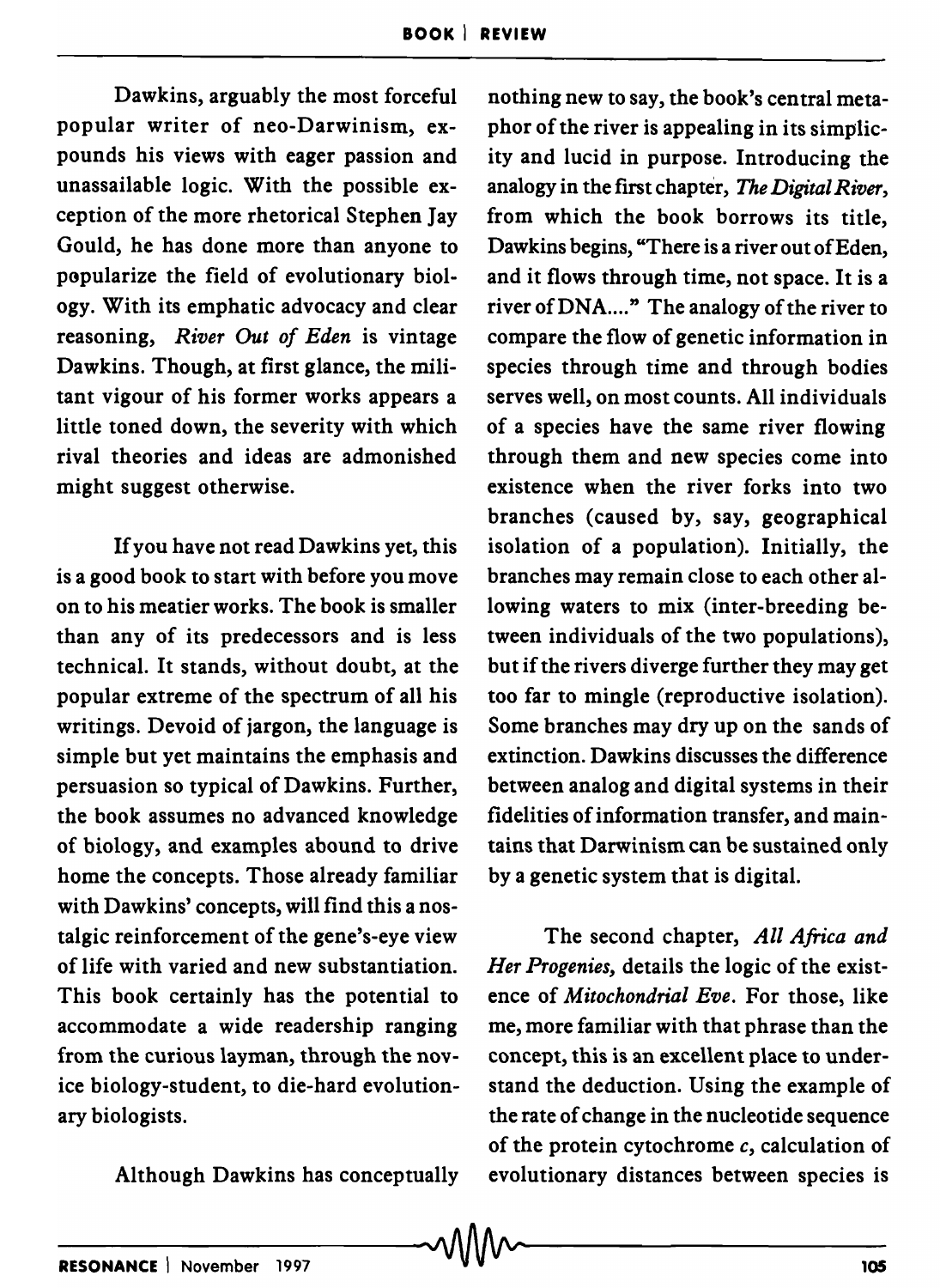Dawkins, arguably the most forceful popular writer of neo-Darwinism, expounds his views with eager passion and unassailable logic. With the possible exception of the more rhetorical Stephen Jay Gould, he has done more than anyone to popularize the field of evolutionary biology. With its emphatic advocacy and clear reasoning, *River Out of Eden* is vintage Dawkins. Though, at first glance, the militant vigour of his former works appears a little toned down, the severity with which rival theories and ideas are admonished might suggest otherwise.

If you have not read Dawkins yet, this is a good book to start with before you move on to his meatier works. The book is smaller than any of its predecessors and is less technical. It stands, without doubt, at the popular extreme of the spectrum of all his writings. Devoid of jargon, the language is simple but yet maintains the emphasis and persuasion so typical of Dawkins. Further, the book assumes no advanced knowledge of biology, and examples abound to drive home the concepts. Those already familiar with Dawkins' concepts, will find this a nostalgic reinforcement of the gene's-eye view of life with varied and new substantiation. This book certainly has the potential to accommodate a wide readership ranging from the curious layman, through the novice biology-student, to die-hard evolutionary biologists.

Although Dawkins has conceptually nothing new to say, the book's central metaphor of the river is appealing in its simplicity and lucid in purpose. Introducing the analogy in the first chapter, *The Digital River*, from which the book borrows its title, Dawkins begins, "There is a river out of Eden, and it flows through time, not space. It is a river of DNA...." The analogy of the river to compare the flow of genetic information in species through time and through bodies serves well, on most counts. All individuals of a species have the same river flowing through them and new species come into existence when the river forks into two branches (caused by, say, geographical isolation of a population). Initially, the branches may remain close to each other allowing waters to mix (inter-breeding between individuals of the two populations), but if the rivers diverge further they may get too far to mingle (reproductive isolation). Some branches may dry up on the sands of extinction. Dawkins discusses the difference between analog and digital systems in their fidelities of information transfer, and maintains that Darwinism can be sustained only by a genetic system that is digital.

The second chapter, *All Africa and Her Progenies*, details the logic of the existence of *Mitochondrial Eve*. For those, like me, more familiar with that phrase than the concept, this is an excellent place to understand the deduction. Using the example of the rate of change in the nucleotide sequence of the protein cytochrome *c*, calculation of evolutionary distances between species is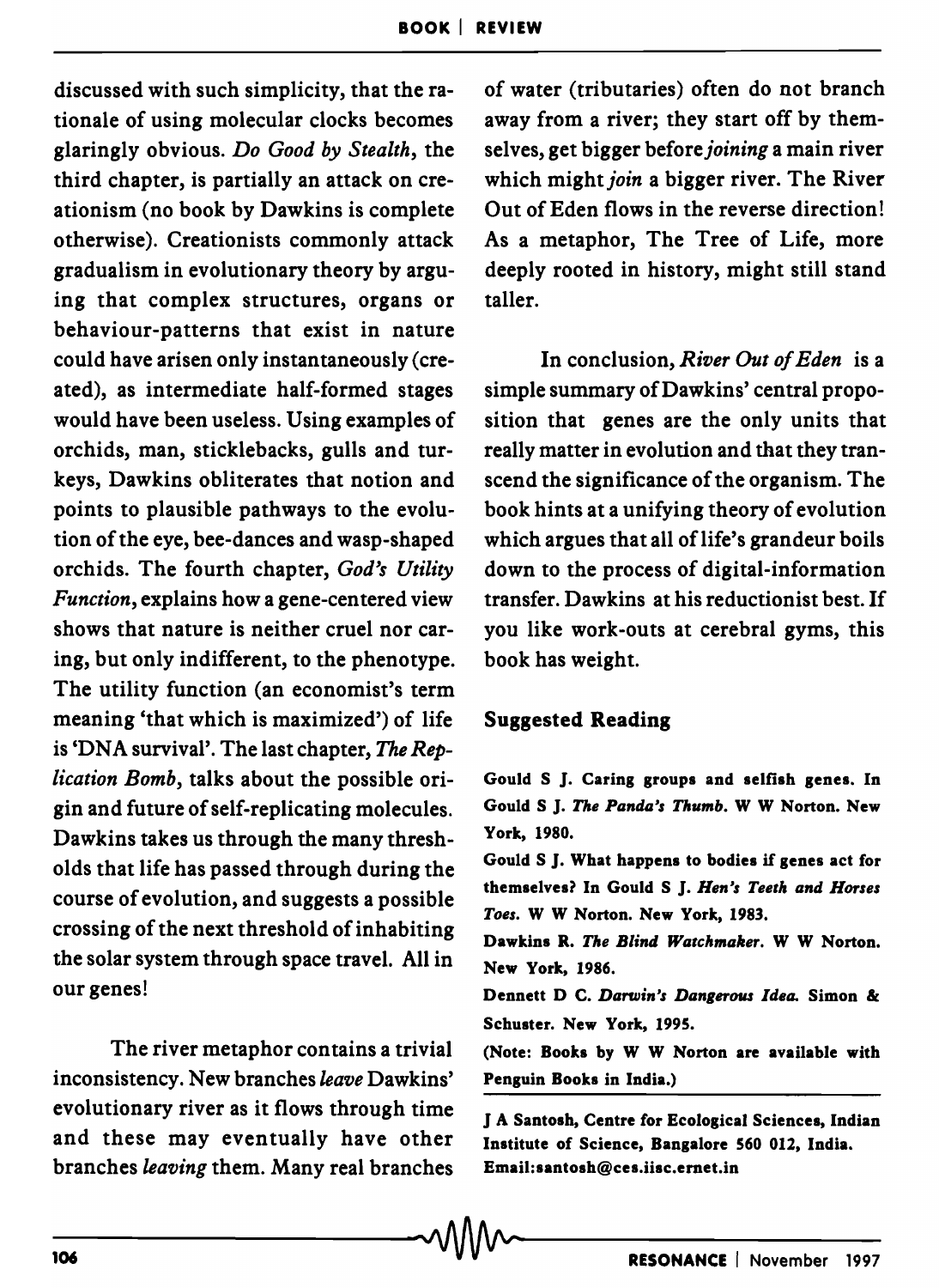discussed with such simplicity, that the rationale of using molecular clocks becomes glaringly obvious. *Do Good by Stealth*, the third chapter, is partially an attack on creationism (no book by Dawkins is complete otherwise). Creationists commonly attack gradualism in evolutionary theory by arguing that complex structures, organs or behaviour-patterns that exist in nature could have arisen only instantaneously (created), as intermediate half-formed stages would have been useless. Using examples of orchids, man, sticklebacks, gulls and turkeys, Dawkins obliterates that notion and points to plausible pathways to the evolution of the eye, bee-dances and wasp-shaped orchids. The fourth chapter, *God's Utility Function*, explains how a gene-centered view shows that nature is neither cruel nor caring, but only indifferent, to the phenotype. The utility function (an economist's term meaning 'that which is maximized') of life is 'DNA survival'. The last chapter, *The Replication Bomb*, talks about the possible origin and future of self-replicating molecules. Dawkins takes us through the many thresholds that life has passed through during the course of evolution, and suggests a possible crossing of the next threshold of inhabiting the solar system through space travel. All in our genes!

The river metaphor contains a trivial inconsistency. New branches *leave* Dawkins' evolutionary river as it flows through time and these may eventually have other branches *leaving* them. Many real branches of water (tributaries) often do not branch away from a river; they start off by themselves, get bigger before *joining* a main river which might *join* a bigger river. The River Out of Eden flows in the reverse direction! As a metaphor, The Tree of Life, more deeply rooted in history, might still stand taller.

In conclusion, *River Out of Eden* is a simple summary of Dawkins' central proposition that genes are the only units that really matter in evolution and that they transcend the significance of the organism. The book hints at a unifying theory of evolution which argues that all of life's grandeur boils down to the process of digital-information transfer. Dawkins at his reductionist best. If you like work-outs at cerebral gyms, this book has weight.

## Suggested Reading

Gould S J. Caring groups and selfish genes. In Gould S J. *The Panda's Thumb*. W W Norton. New York, 1980.

Gould S J. What happens to bodies if genes act for themselves? In Gould S J. *Hen's Teeth and Horses Toes*. W W Norton. New York, 1983.

Dawkins R. *The Blind Watchmaker*. W W Norton. New York, 1986.

Dennett D C. *Darwin's Dangerous Idea*. Simon & Schuster. New York, 1995.

(Note: Books by W W Norton are available with Penguin Books in India.)

J A Santosh, Centre for Ecological Sciences, Indian Institute of Science, Bangalore 560 012, India. Email:santosh@ces.iisc.ernet.in